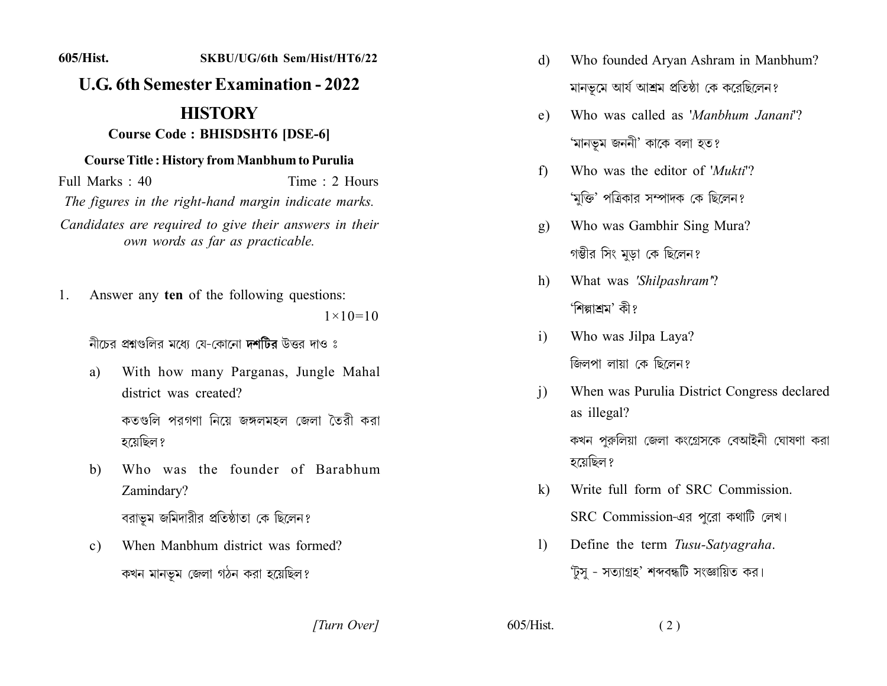605/Hist. SKBU/UG/6th Sem/Hist/HT6/22

# U.G. 6th Semester Examination - 2022

## HISTORY

**Course Code : BHISDSHT6 [DSE-6]**

**Course Title : History from Manbhum to Purulia**

Full Marks : 40 Time : 2 Hours

*The figures in the right-hand margin indicate marks.*

*Candidates are required to give their answers in their own words as far as practicable.*

1. Answer any **ten** of the following questions: $1\times10=10$

   নীচের প্রশ্নগুলির মধ্যে যে-কোনো **দশটির** উত্তর দাও ঃ

   a) With how many Parganas, Jungle Mahal district was created?

   কতগুলি পরগণা নিয়ে জঙ্গলমহল জেলা তৈরী করা হয়েছিল?

   b) Who was the founder of Barabhum Zamindary?

   বরাভূম জমিদারীর প্রতিষ্ঠাতা কে ছিলেন?

   c) When Manbhum district was formed?

   কখন মানভূম জেলা গঠন করা হয়েছিল?

   d) Who founded Aryan Ashram in Manbhum?

   মানভূমে আর্য আশ্রম প্রতিষ্ঠা কে করেছিলেন?

   e) Who was called as '*Manbhum Janani*'?

   'মানভূম জননী' কাকে বলা হত?

   f) Who was the editor of '*Mukti*'?

   'মুক্তি' পত্রিকার সম্পাদক কে ছিলেন?

   g) Who was Gambhir Sing Mura?

   গম্ভীর সিং মুড়া কে ছিলেন?

   h) What was '*Shilpashram*'?

   'শিল্পাশ্রম' কী?

   i) Who was Jilpa Laya?

   জিলপা লায়া কে ছিলেন?

   j) When was Purulia District Congress declared as illegal?

   কখন পুরুলিয়া জেলা কংগ্রেসকে বেআইনী ঘোষণা করা হয়েছিল?

   k) Write full form of SRC Commission.

   SRC Commission-এর পুরো কথাটি লেখ।

   l) Define the term *Tusu-Satyagraha*.

   'টুসু - সত্যাগ্রহ' শব্দবন্ধটি সংজ্ঞায়িত কর।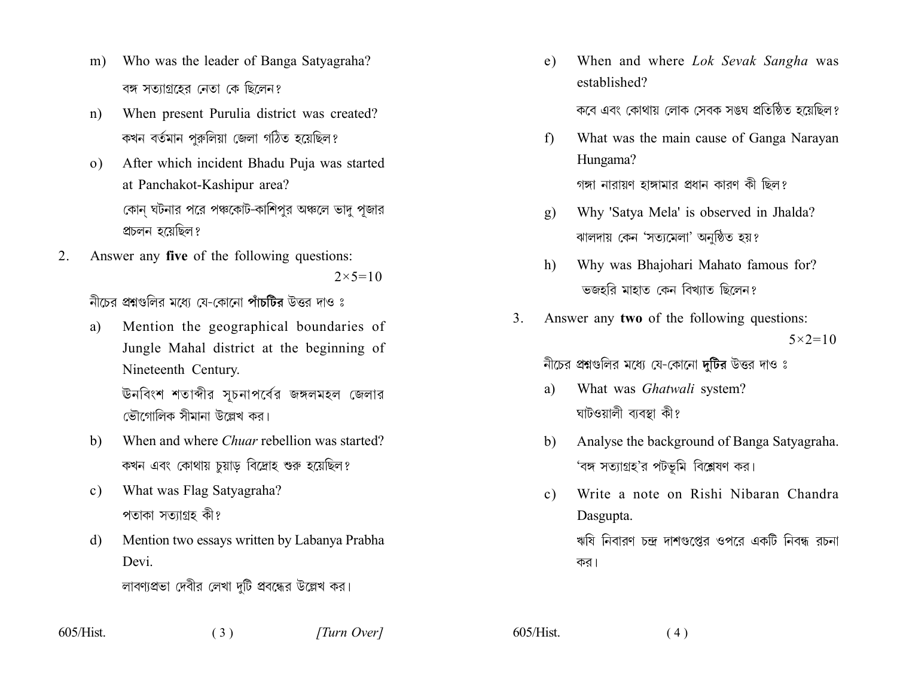m) Who was the leader of Banga Satyagraha?

বঙ্গ সত্যাগ্রহের নেতা কে ছিলেন?

n) When present Purulia district was created?

কখন বর্তমান পুরুলিয়া জেলা গঠিত হয়েছিল?

o) After which incident Bhadu Puja was started at Panchakot-Kashipur area?

কোন্ ঘটনার পরে পঞ্চকোট-কাশিপুর অঞ্চলে ভাদু পূজার প্রচলন হয়েছিল?

2. Answer any **five** of the following questions: $2 \times 5 = 10$

নীচের প্রশ্নগুলির মধ্যে যে-কোনো **পাঁচটির** উত্তর দাও ঃ

a) Mention the geographical boundaries of Jungle Mahal district at the beginning of Nineteenth Century.

ঊনবিংশ শতাব্দীর সূচনাপর্বের জঙ্গলমহল জেলার ভৌগোলিক সীমানা উল্লেখ কর।

b) When and where *Chuar* rebellion was started?

কখন এবং কোথায় চুয়াড় বিদ্রোহ শুরু হয়েছিল?

c) What was Flag Satyagraha?

পতাকা সত্যাগ্রহ কী?

d) Mention two essays written by Labanya Prabha Devi.

লাবণ্যপ্রভা দেবীর লেখা দুটি প্রবন্ধের উল্লেখ কর।

e) When and where *Lok Sevak Sangha* was established?

কবে এবং কোথায় লোক সেবক সঙঘ প্রতিষ্ঠিত হয়েছিল?

f) What was the main cause of Ganga Narayan Hungama?

গঙ্গা নারায়ণ হাঙ্গামার প্রধান কারণ কী ছিল?

g) Why 'Satya Mela' is observed in Jhalda?

ঝালদায় কেন 'সত্যমেলা' অনুষ্ঠিত হয়?

h) Why was Bhajohari Mahato famous for?

ভজহরি মাহাত কেন বিখ্যাত ছিলেন?

3. Answer any **two** of the following questions: $5 \times 2 = 10$

নীচের প্রশ্নগুলির মধ্যে যে-কোনো **দুটির** উত্তর দাও ঃ

a) What was *Ghatwali* system?

ঘাটওয়ালী ব্যবস্থা কী?

b) Analyse the background of Banga Satyagraha.

'বঙ্গ সত্যাগ্রহ'র পটভূমি বিশ্লেষণ কর।

c) Write a note on Rishi Nibaran Chandra Dasgupta.

ঋষি নিবারণ চন্দ্র দাশগুপ্তের ওপরে একটি নিবন্ধ রচনা কর।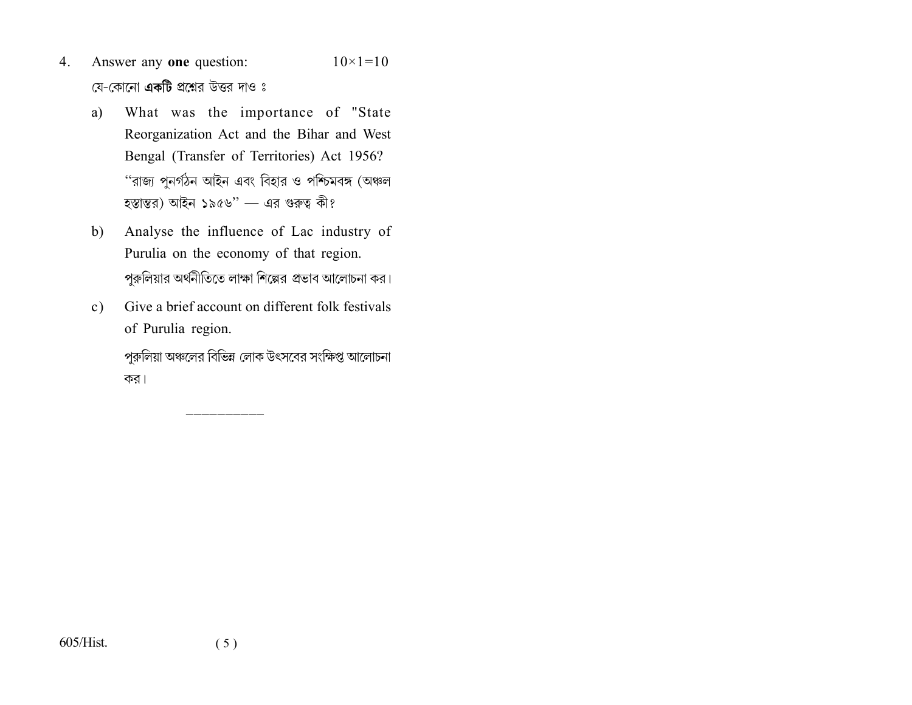4. Answer any **one** question: 10×1=10

যে-কোনো **একটি** প্রশ্নের উত্তর দাও ঃ

a) What was the importance of "State Reorganization Act and the Bihar and West Bengal (Transfer of Territories) Act 1956?

"রাজ্য পুনর্গঠন আইন এবং বিহার ও পশ্চিমবঙ্গ (অঞ্চল হস্তান্তর) আইন ১৯৫৬" — এর গুরুত্ব কী?

b) Analyse the influence of Lac industry of Purulia on the economy of that region.

পুরুলিয়ার অর্থনীতিতে লাক্ষা শিল্পের প্রভাব আলোচনা কর।

c) Give a brief account on different folk festivals of Purulia region.

পুরুলিয়া অঞ্চলের বিভিন্ন লোক উৎসবের সংক্ষিপ্ত আলোচনা কর।

———————